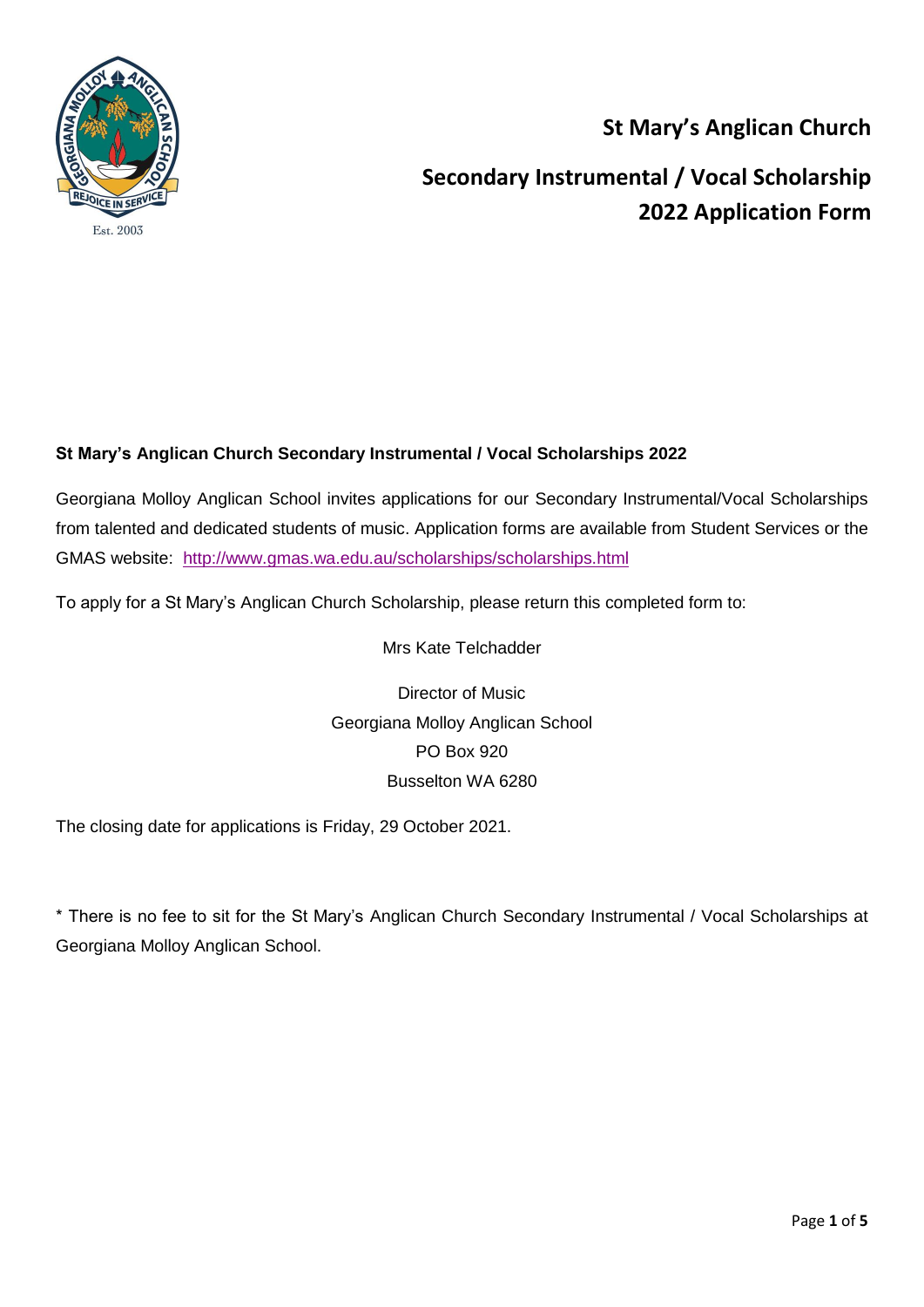# St Mary's Anglican Church

## Secondary Instrumental / Vocal Scholarship 2022 Application Form

**St Mary's Anglican Church Secondary Instrumental / Vocal Scholarships 2022**

Georgiana Molloy Anglican School invites applications for our Secondary Instrumental/Vocal Scholarships from talented and dedicated students of music. Application forms are available from Student Services or the GMAS website: http://www.gmas.wa.edu.au/scholarships/scholarships.html

To apply for a St Mary's Anglican Church Scholarship, please return this completed form to:

Mrs Kate Telchadder

Director of Music
Georgiana Molloy Anglican School
PO Box 920
Busselton WA 6280

The closing date for applications is Friday, 29 October 2021.

* There is no fee to sit for the St Mary's Anglican Church Secondary Instrumental / Vocal Scholarships at Georgiana Molloy Anglican School.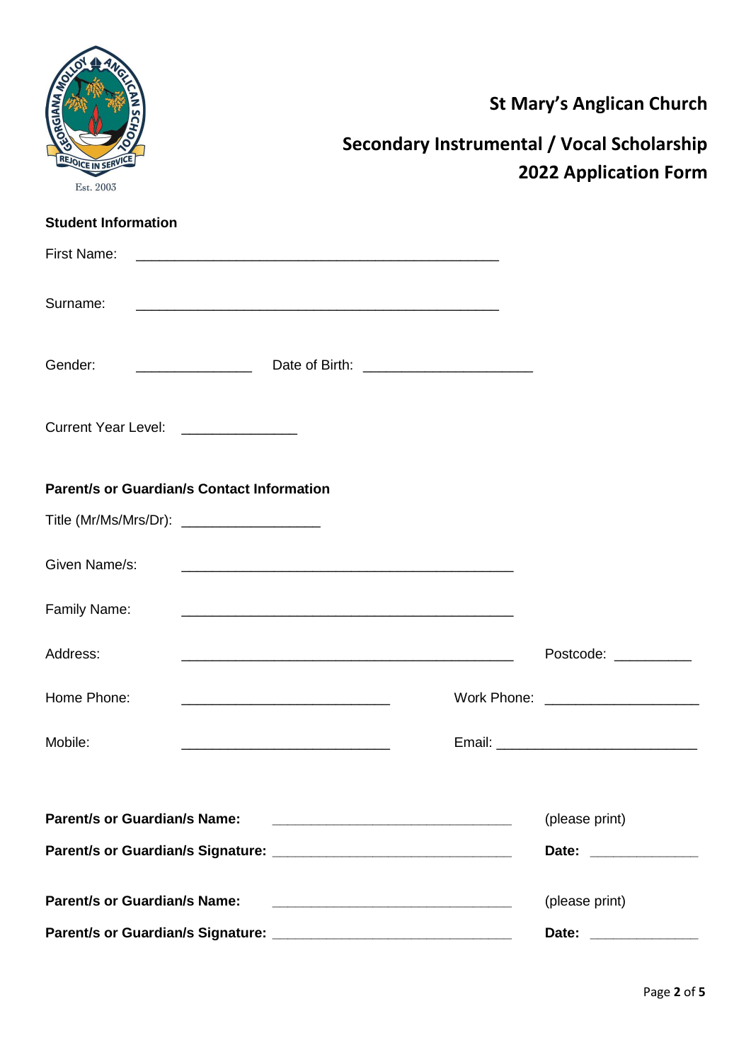# St Mary's Anglican Church

## Secondary Instrumental / Vocal Scholarship 2022 Application Form

**Student Information**

First Name: ______________________________________________

Surname: ______________________________________________

Gender: _______________ Date of Birth: ______________________

Current Year Level: _______________

**Parent/s or Guardian/s Contact Information**

Title (Mr/Ms/Mrs/Dr): __________________

Given Name/s: ___________________________________________

Family Name: ___________________________________________

Address: ___________________________________________ Postcode: __________

Home Phone: ___________________________ Work Phone: ____________________

Mobile: ___________________________ Email: __________________________

**Parent/s or Guardian/s Name:** _______________________________ (please print)

**Parent/s or Guardian/s Signature:** _______________________________ **Date:** ______________

**Parent/s or Guardian/s Name:** _______________________________ (please print)

**Parent/s or Guardian/s Signature:** _______________________________ **Date:** ______________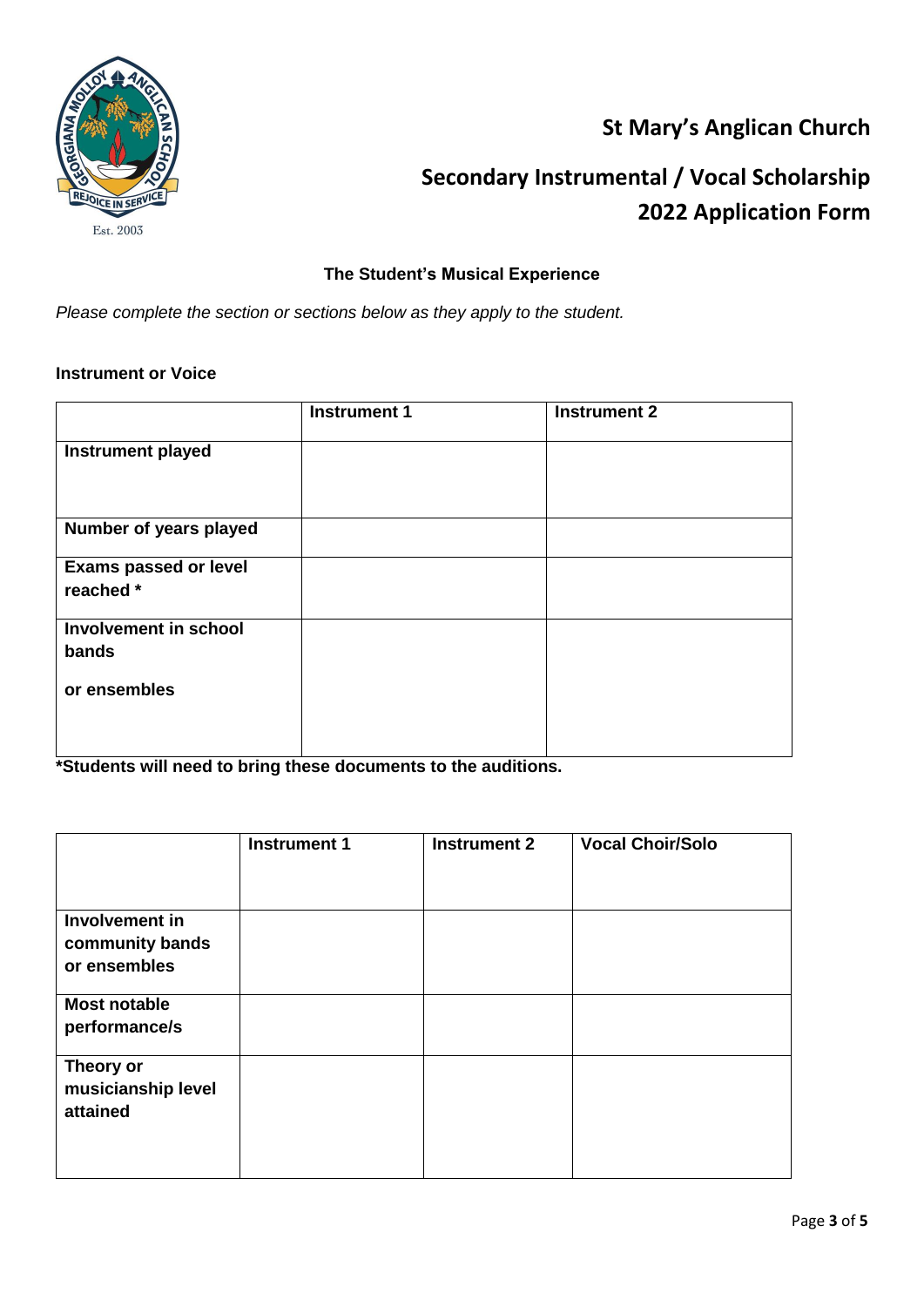# St Mary's Anglican Church

## Secondary Instrumental / Vocal Scholarship 2022 Application Form

### The Student's Musical Experience

*Please complete the section or sections below as they apply to the student.*

**Instrument or Voice**

| | Instrument 1 | Instrument 2 |
|---|---|---|
| **Instrument played** | | |
| **Number of years played** | | |
| **Exams passed or level reached \*** | | |
| **Involvement in school bands or ensembles** | | |

**\*Students will need to bring these documents to the auditions.**

| | Instrument 1 | Instrument 2 | Vocal Choir/Solo |
|---|---|---|---|
| **Involvement in community bands or ensembles** | | | |
| **Most notable performance/s** | | | |
| **Theory or musicianship level attained** | | | |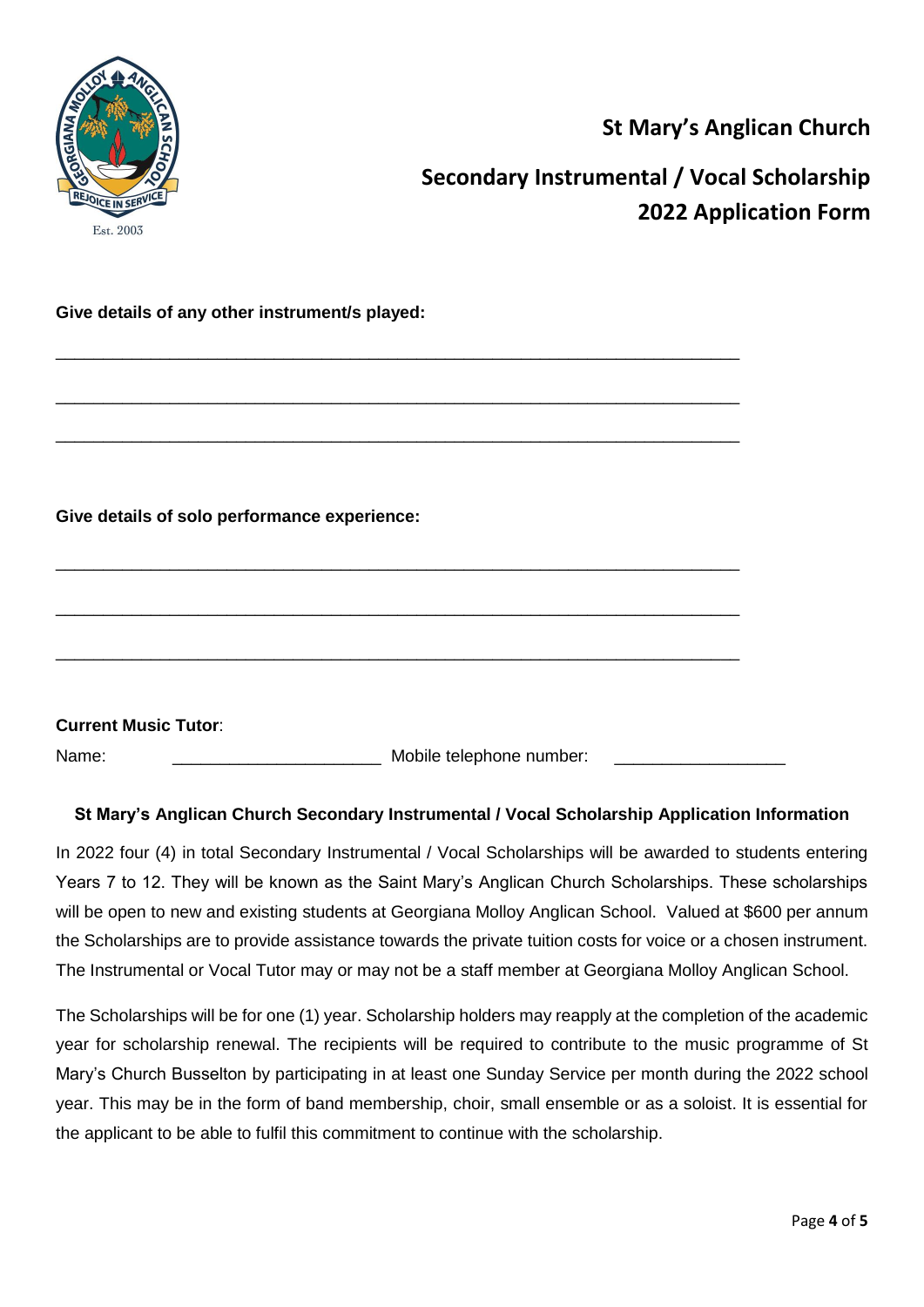# St Mary's Anglican Church

## Secondary Instrumental / Vocal Scholarship 2022 Application Form

**Give details of any other instrument/s played:**

______________________________________________________________________

______________________________________________________________________

______________________________________________________________________

**Give details of solo performance experience:**

______________________________________________________________________

______________________________________________________________________

______________________________________________________________________

**Current Music Tutor**:

Name: ______________________ Mobile telephone number: __________________

### St Mary's Anglican Church Secondary Instrumental / Vocal Scholarship Application Information

In 2022 four (4) in total Secondary Instrumental / Vocal Scholarships will be awarded to students entering Years 7 to 12. They will be known as the Saint Mary's Anglican Church Scholarships. These scholarships will be open to new and existing students at Georgiana Molloy Anglican School. Valued at $600 per annum the Scholarships are to provide assistance towards the private tuition costs for voice or a chosen instrument. The Instrumental or Vocal Tutor may or may not be a staff member at Georgiana Molloy Anglican School.

The Scholarships will be for one (1) year. Scholarship holders may reapply at the completion of the academic year for scholarship renewal. The recipients will be required to contribute to the music programme of St Mary's Church Busselton by participating in at least one Sunday Service per month during the 2022 school year. This may be in the form of band membership, choir, small ensemble or as a soloist. It is essential for the applicant to be able to fulfil this commitment to continue with the scholarship.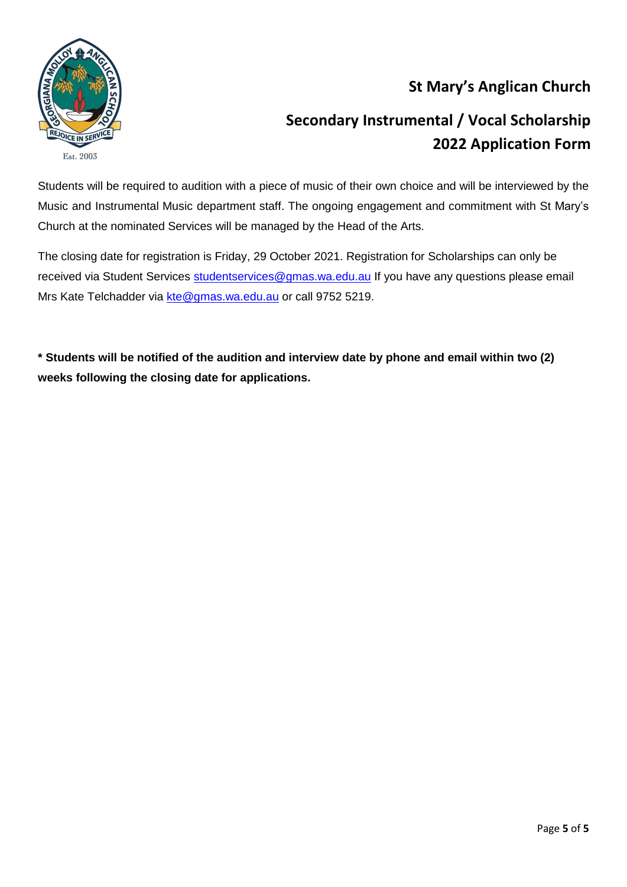# St Mary's Anglican Church

## Secondary Instrumental / Vocal Scholarship 2022 Application Form

Students will be required to audition with a piece of music of their own choice and will be interviewed by the Music and Instrumental Music department staff. The ongoing engagement and commitment with St Mary's Church at the nominated Services will be managed by the Head of the Arts.

The closing date for registration is Friday, 29 October 2021. Registration for Scholarships can only be received via Student Services studentservices@gmas.wa.edu.au If you have any questions please email Mrs Kate Telchadder via kte@gmas.wa.edu.au or call 9752 5219.

**\* Students will be notified of the audition and interview date by phone and email within two (2) weeks following the closing date for applications.**